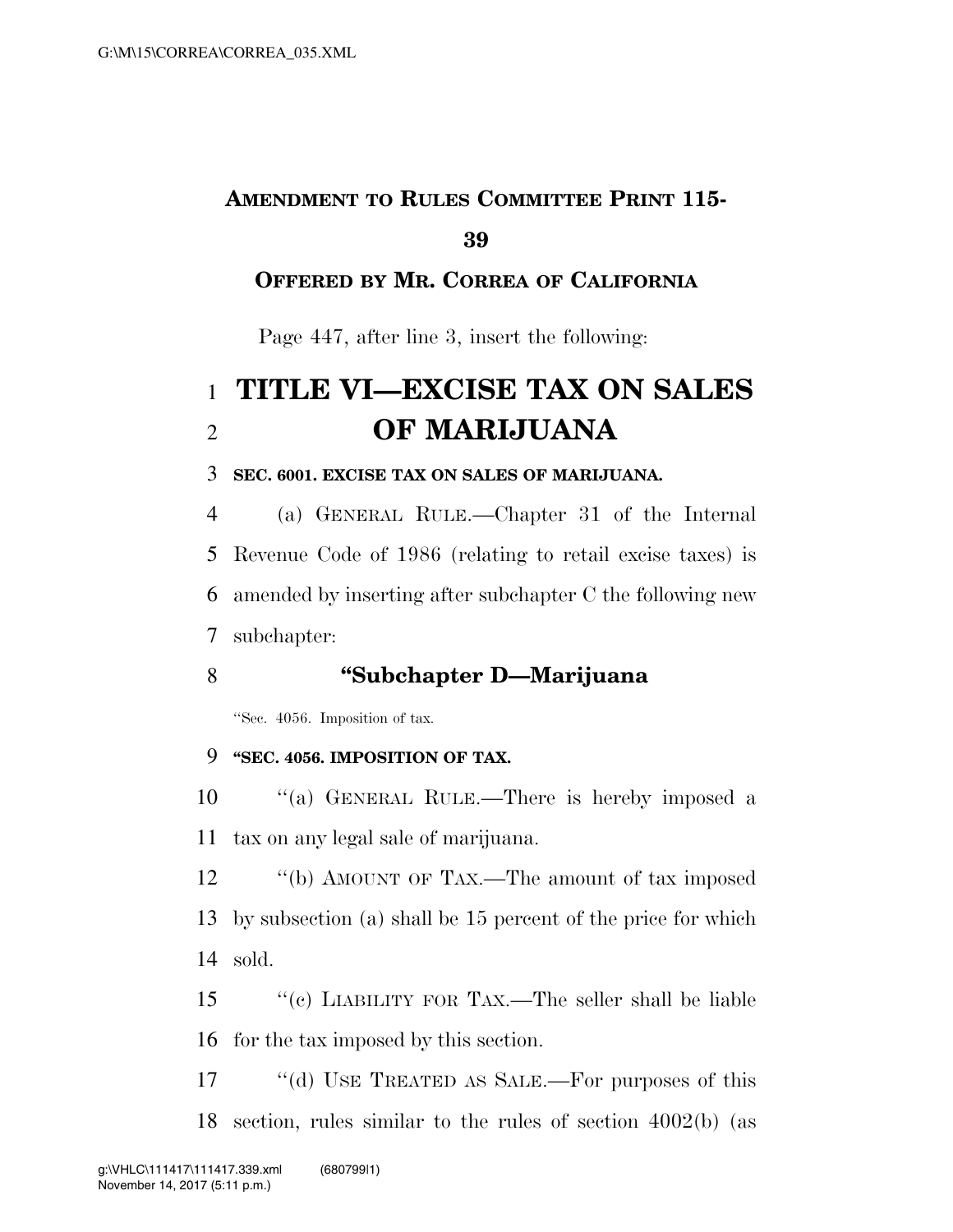**AMENDMENT TO RULES COMMITTEE PRINT 115-39**

**OFFERED BY MR. CORREA OF CALIFORNIA**

Page 447, after line 3, insert the following:

# TITLE VI—EXCISE TAX ON SALES OF MARIJUANA

**SEC. 6001. EXCISE TAX ON SALES OF MARIJUANA.**

(a) GENERAL RULE.—Chapter 31 of the Internal Revenue Code of 1986 (relating to retail excise taxes) is amended by inserting after subchapter C the following new subchapter:

## "Subchapter D—Marijuana

"Sec. 4056. Imposition of tax.

**"SEC. 4056. IMPOSITION OF TAX.**

"(a) GENERAL RULE.—There is hereby imposed a tax on any legal sale of marijuana.

"(b) AMOUNT OF TAX.—The amount of tax imposed by subsection (a) shall be 15 percent of the price for which sold.

"(c) LIABILITY FOR TAX.—The seller shall be liable for the tax imposed by this section.

"(d) USE TREATED AS SALE.—For purposes of this section, rules similar to the rules of section 4002(b) (as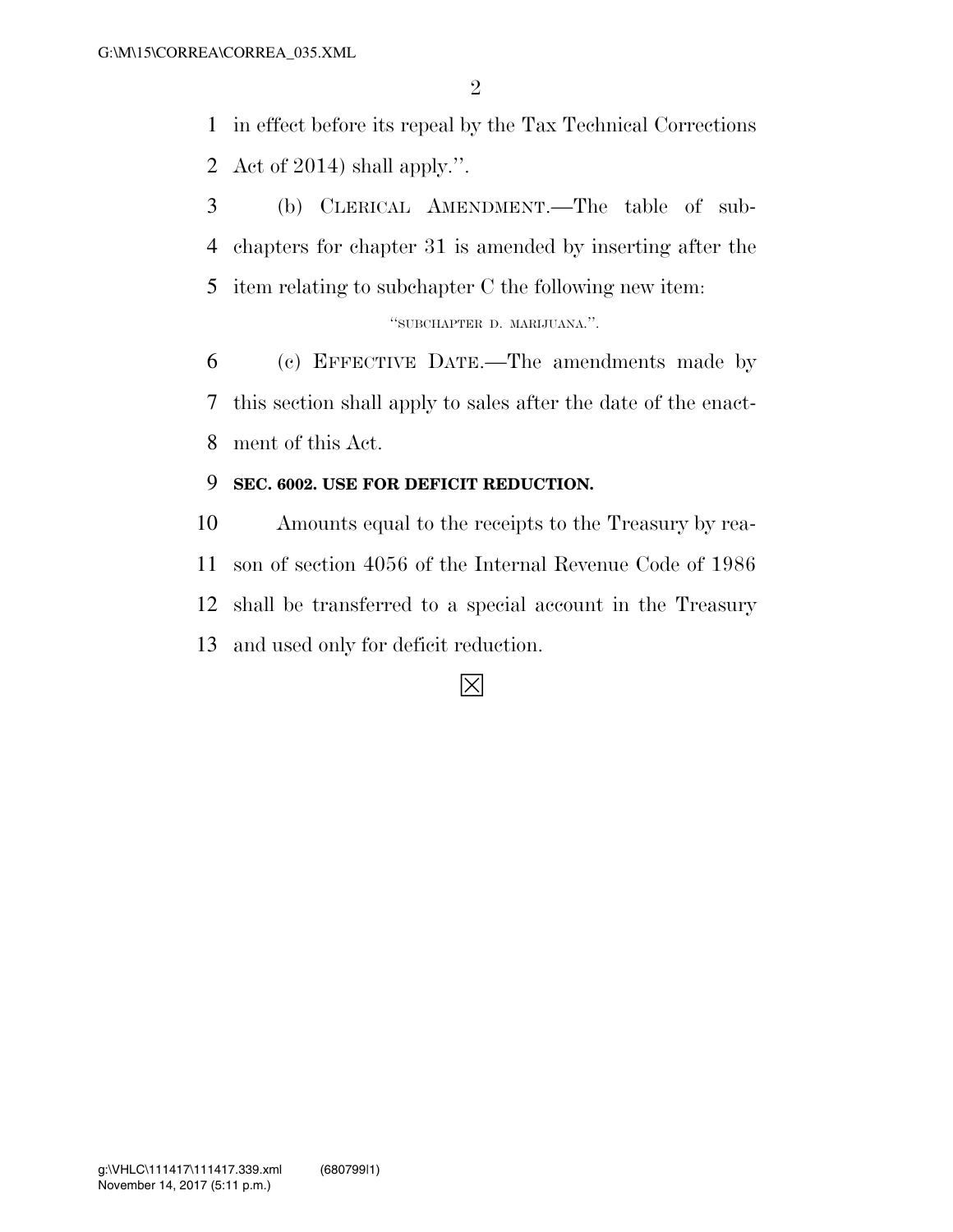in effect before its repeal by the Tax Technical Corrections Act of 2014) shall apply.''.

(b) CLERICAL AMENDMENT.—The table of subchapters for chapter 31 is amended by inserting after the item relating to subchapter C the following new item:

''SUBCHAPTER D. MARIJUANA.''.

(c) EFFECTIVE DATE.—The amendments made by this section shall apply to sales after the date of the enactment of this Act.

**SEC. 6002. USE FOR DEFICIT REDUCTION.**

Amounts equal to the receipts to the Treasury by reason of section 4056 of the Internal Revenue Code of 1986 shall be transferred to a special account in the Treasury and used only for deficit reduction.